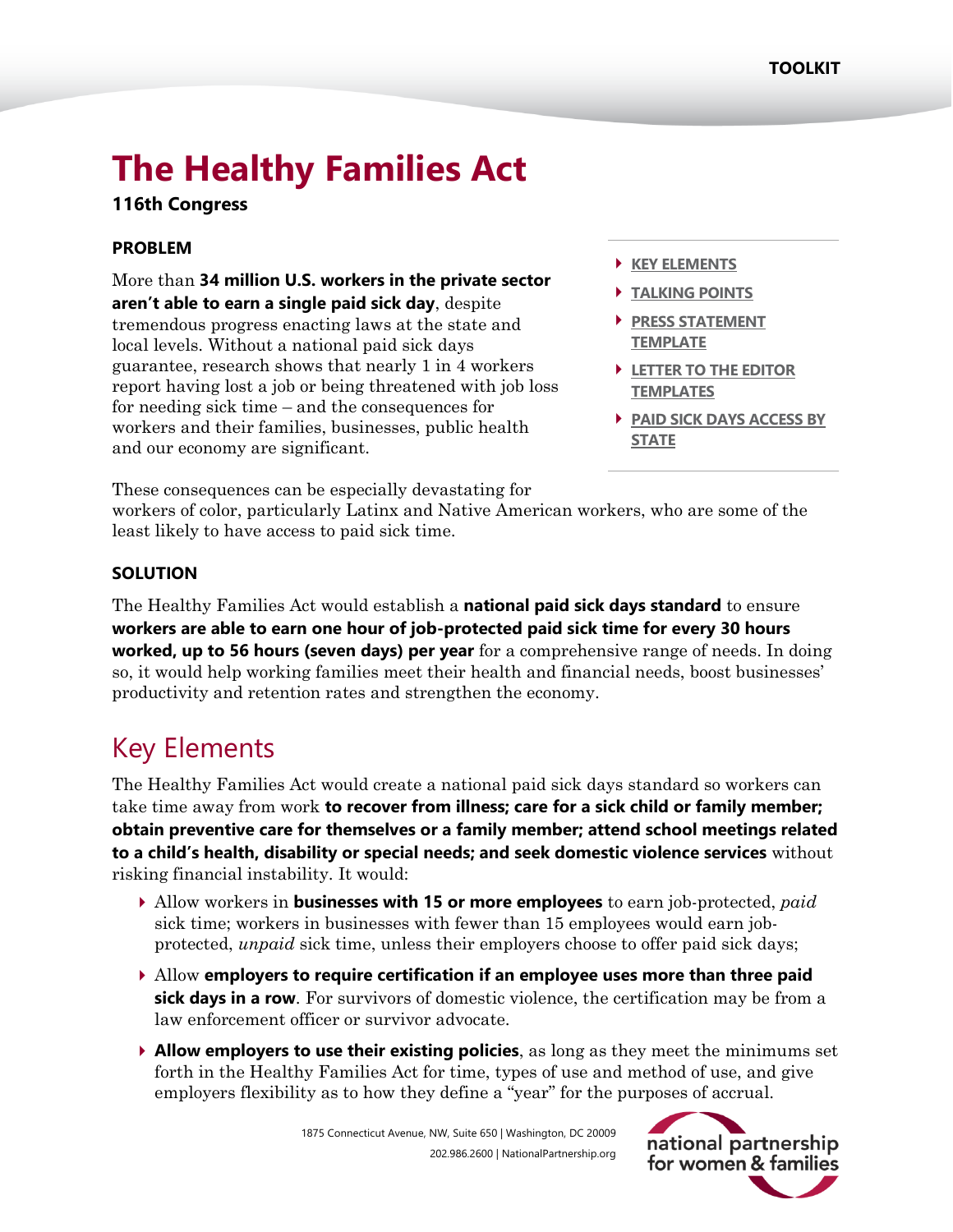TOOLKIT

# The Healthy Families Act

**116th Congress**

**PROBLEM**

More than **34 million U.S. workers in the private sector aren't able to earn a single paid sick day**, despite tremendous progress enacting laws at the state and local levels. Without a national paid sick days guarantee, research shows that nearly 1 in 4 workers report having lost a job or being threatened with job loss for needing sick time – and the consequences for workers and their families, businesses, public health and our economy are significant.

- **KEY ELEMENTS**
- **TALKING POINTS**
- **PRESS STATEMENT TEMPLATE**
- **LETTER TO THE EDITOR TEMPLATES**
- **PAID SICK DAYS ACCESS BY STATE**

These consequences can be especially devastating for workers of color, particularly Latinx and Native American workers, who are some of the least likely to have access to paid sick time.

**SOLUTION**

The Healthy Families Act would establish a **national paid sick days standard** to ensure **workers are able to earn one hour of job-protected paid sick time for every 30 hours worked, up to 56 hours (seven days) per year** for a comprehensive range of needs. In doing so, it would help working families meet their health and financial needs, boost businesses' productivity and retention rates and strengthen the economy.

## Key Elements

The Healthy Families Act would create a national paid sick days standard so workers can take time away from work **to recover from illness; care for a sick child or family member; obtain preventive care for themselves or a family member; attend school meetings related to a child's health, disability or special needs; and seek domestic violence services** without risking financial instability. It would:

- Allow workers in **businesses with 15 or more employees** to earn job-protected, *paid* sick time; workers in businesses with fewer than 15 employees would earn job-protected, *unpaid* sick time, unless their employers choose to offer paid sick days;
- Allow **employers to require certification if an employee uses more than three paid sick days in a row**. For survivors of domestic violence, the certification may be from a law enforcement officer or survivor advocate.
- **Allow employers to use their existing policies**, as long as they meet the minimums set forth in the Healthy Families Act for time, types of use and method of use, and give employers flexibility as to how they define a "year" for the purposes of accrual.

1875 Connecticut Avenue, NW, Suite 650 | Washington, DC 20009
202.986.2600 | NationalPartnership.org

national partnership for women & families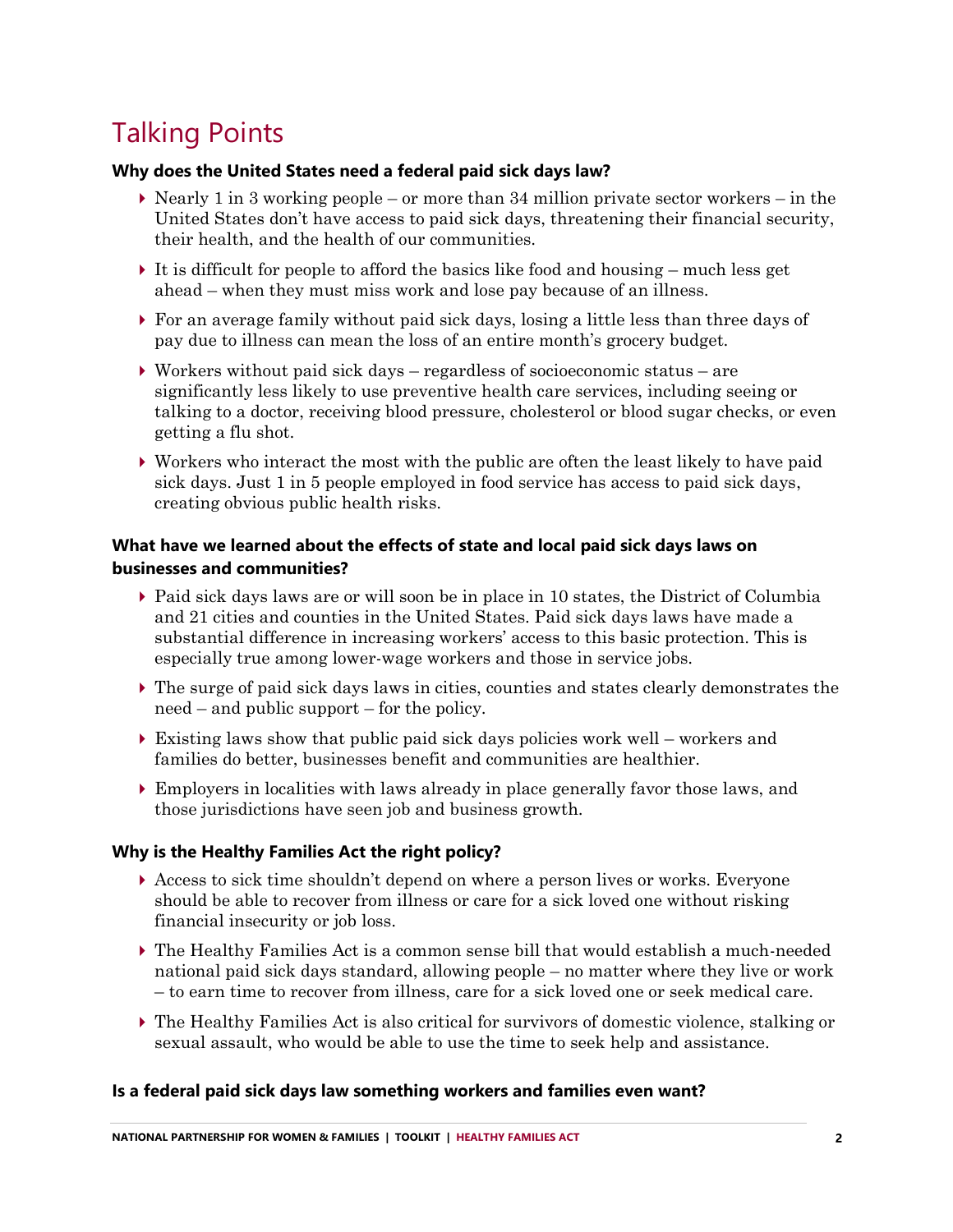# Talking Points

### Why does the United States need a federal paid sick days law?

- Nearly 1 in 3 working people – or more than 34 million private sector workers – in the United States don't have access to paid sick days, threatening their financial security, their health, and the health of our communities.
- It is difficult for people to afford the basics like food and housing – much less get ahead – when they must miss work and lose pay because of an illness.
- For an average family without paid sick days, losing a little less than three days of pay due to illness can mean the loss of an entire month's grocery budget.
- Workers without paid sick days – regardless of socioeconomic status – are significantly less likely to use preventive health care services, including seeing or talking to a doctor, receiving blood pressure, cholesterol or blood sugar checks, or even getting a flu shot.
- Workers who interact the most with the public are often the least likely to have paid sick days. Just 1 in 5 people employed in food service has access to paid sick days, creating obvious public health risks.

### What have we learned about the effects of state and local paid sick days laws on businesses and communities?

- Paid sick days laws are or will soon be in place in 10 states, the District of Columbia and 21 cities and counties in the United States. Paid sick days laws have made a substantial difference in increasing workers' access to this basic protection. This is especially true among lower-wage workers and those in service jobs.
- The surge of paid sick days laws in cities, counties and states clearly demonstrates the need – and public support – for the policy.
- Existing laws show that public paid sick days policies work well – workers and families do better, businesses benefit and communities are healthier.
- Employers in localities with laws already in place generally favor those laws, and those jurisdictions have seen job and business growth.

### Why is the Healthy Families Act the right policy?

- Access to sick time shouldn't depend on where a person lives or works. Everyone should be able to recover from illness or care for a sick loved one without risking financial insecurity or job loss.
- The Healthy Families Act is a common sense bill that would establish a much-needed national paid sick days standard, allowing people – no matter where they live or work – to earn time to recover from illness, care for a sick loved one or seek medical care.
- The Healthy Families Act is also critical for survivors of domestic violence, stalking or sexual assault, who would be able to use the time to seek help and assistance.

### Is a federal paid sick days law something workers and families even want?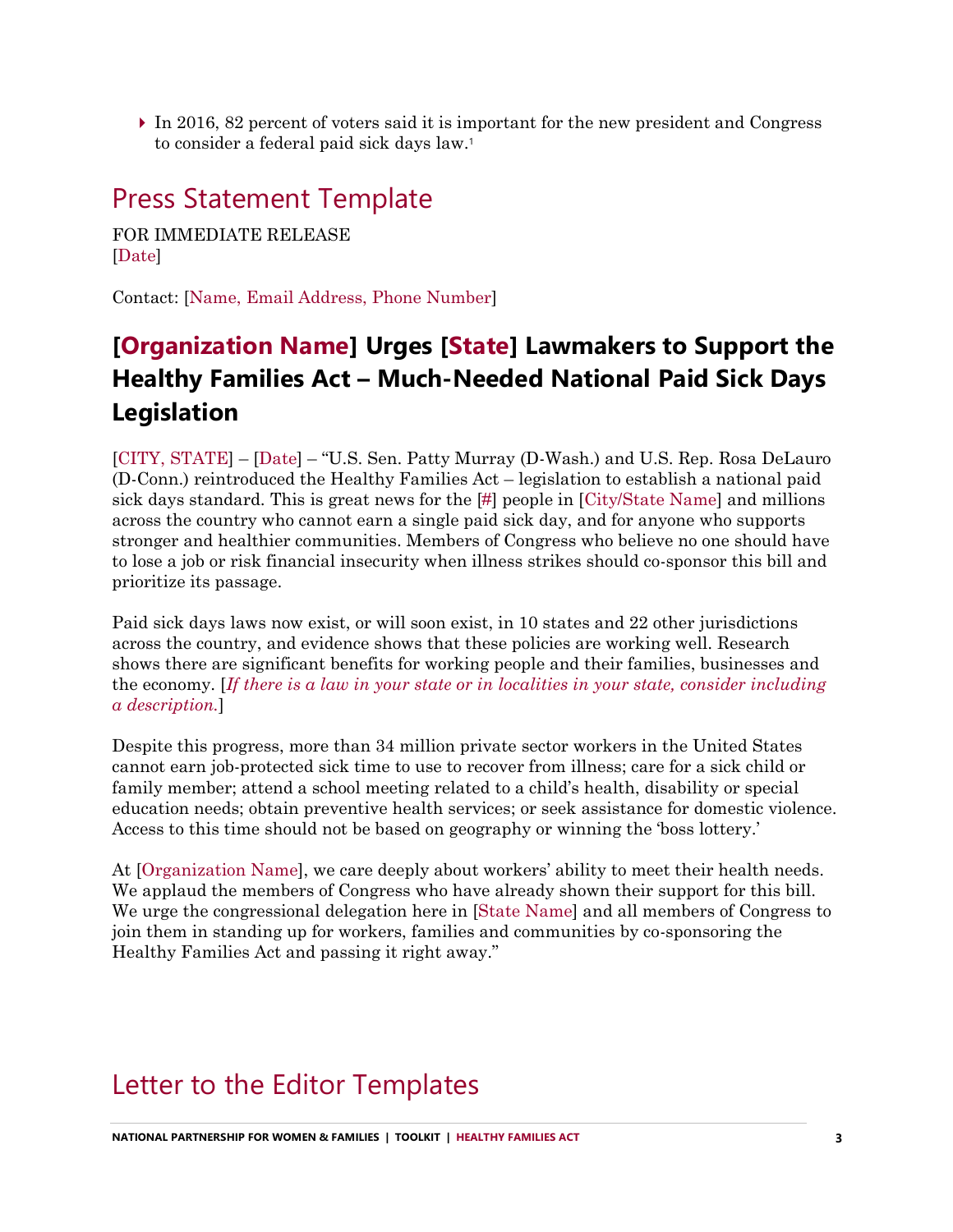- In 2016, 82 percent of voters said it is important for the new president and Congress to consider a federal paid sick days law.[1]

## Press Statement Template

FOR IMMEDIATE RELEASE
[Date]

Contact: [Name, Email Address, Phone Number]

### [Organization Name] Urges [State] Lawmakers to Support the Healthy Families Act – Much-Needed National Paid Sick Days Legislation

[CITY, STATE] – [Date] – "U.S. Sen. Patty Murray (D-Wash.) and U.S. Rep. Rosa DeLauro (D-Conn.) reintroduced the Healthy Families Act – legislation to establish a national paid sick days standard. This is great news for the [#] people in [City/State Name] and millions across the country who cannot earn a single paid sick day, and for anyone who supports stronger and healthier communities. Members of Congress who believe no one should have to lose a job or risk financial insecurity when illness strikes should co-sponsor this bill and prioritize its passage.

Paid sick days laws now exist, or will soon exist, in 10 states and 22 other jurisdictions across the country, and evidence shows that these policies are working well. Research shows there are significant benefits for working people and their families, businesses and the economy. [*If there is a law in your state or in localities in your state, consider including a description.*]

Despite this progress, more than 34 million private sector workers in the United States cannot earn job-protected sick time to use to recover from illness; care for a sick child or family member; attend a school meeting related to a child's health, disability or special education needs; obtain preventive health services; or seek assistance for domestic violence. Access to this time should not be based on geography or winning the 'boss lottery.'

At [Organization Name], we care deeply about workers' ability to meet their health needs. We applaud the members of Congress who have already shown their support for this bill. We urge the congressional delegation here in [State Name] and all members of Congress to join them in standing up for workers, families and communities by co-sponsoring the Healthy Families Act and passing it right away."

## Letter to the Editor Templates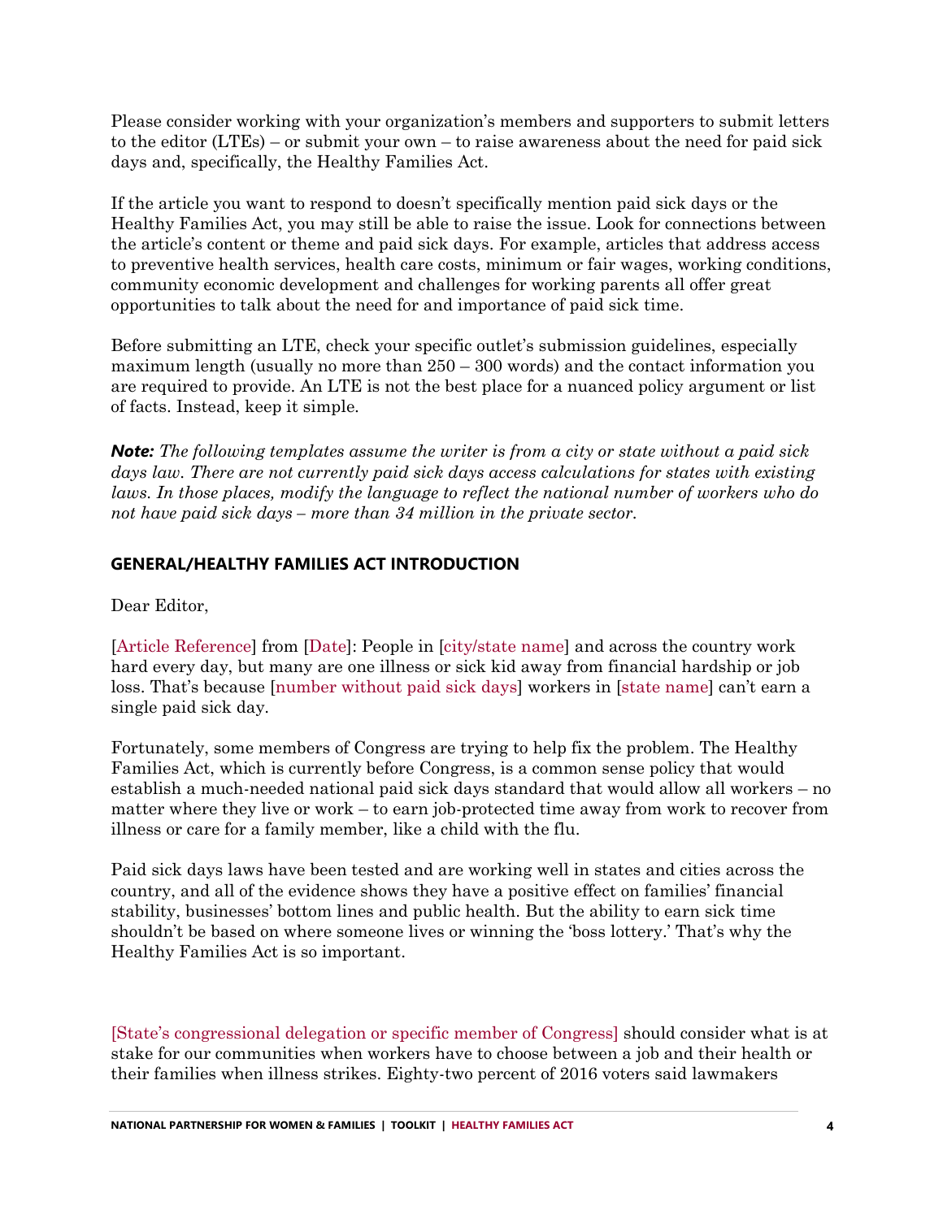Please consider working with your organization's members and supporters to submit letters to the editor (LTEs) – or submit your own – to raise awareness about the need for paid sick days and, specifically, the Healthy Families Act.

If the article you want to respond to doesn't specifically mention paid sick days or the Healthy Families Act, you may still be able to raise the issue. Look for connections between the article's content or theme and paid sick days. For example, articles that address access to preventive health services, health care costs, minimum or fair wages, working conditions, community economic development and challenges for working parents all offer great opportunities to talk about the need for and importance of paid sick time.

Before submitting an LTE, check your specific outlet's submission guidelines, especially maximum length (usually no more than 250 – 300 words) and the contact information you are required to provide. An LTE is not the best place for a nuanced policy argument or list of facts. Instead, keep it simple.

***Note:*** *The following templates assume the writer is from a city or state without a paid sick days law. There are not currently paid sick days access calculations for states with existing laws. In those places, modify the language to reflect the national number of workers who do not have paid sick days – more than 34 million in the private sector.*

## GENERAL/HEALTHY FAMILIES ACT INTRODUCTION

Dear Editor,

[Article Reference] from [Date]: People in [city/state name] and across the country work hard every day, but many are one illness or sick kid away from financial hardship or job loss. That's because [number without paid sick days] workers in [state name] can't earn a single paid sick day.

Fortunately, some members of Congress are trying to help fix the problem. The Healthy Families Act, which is currently before Congress, is a common sense policy that would establish a much-needed national paid sick days standard that would allow all workers – no matter where they live or work – to earn job-protected time away from work to recover from illness or care for a family member, like a child with the flu.

Paid sick days laws have been tested and are working well in states and cities across the country, and all of the evidence shows they have a positive effect on families' financial stability, businesses' bottom lines and public health. But the ability to earn sick time shouldn't be based on where someone lives or winning the 'boss lottery.' That's why the Healthy Families Act is so important.

[State's congressional delegation or specific member of Congress] should consider what is at stake for our communities when workers have to choose between a job and their health or their families when illness strikes. Eighty-two percent of 2016 voters said lawmakers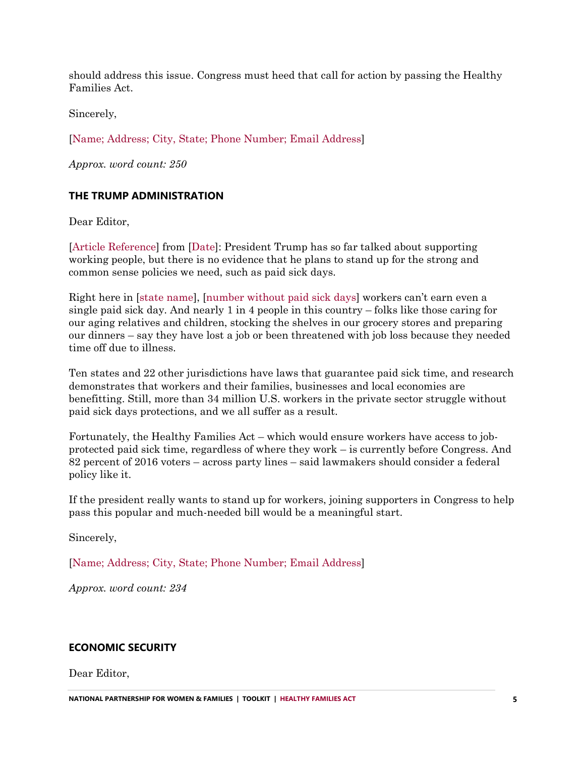should address this issue. Congress must heed that call for action by passing the Healthy Families Act.

Sincerely,

[Name; Address; City, State; Phone Number; Email Address]

*Approx. word count: 250*

### THE TRUMP ADMINISTRATION

Dear Editor,

[Article Reference] from [Date]: President Trump has so far talked about supporting working people, but there is no evidence that he plans to stand up for the strong and common sense policies we need, such as paid sick days.

Right here in [state name], [number without paid sick days] workers can't earn even a single paid sick day. And nearly 1 in 4 people in this country – folks like those caring for our aging relatives and children, stocking the shelves in our grocery stores and preparing our dinners – say they have lost a job or been threatened with job loss because they needed time off due to illness.

Ten states and 22 other jurisdictions have laws that guarantee paid sick time, and research demonstrates that workers and their families, businesses and local economies are benefitting. Still, more than 34 million U.S. workers in the private sector struggle without paid sick days protections, and we all suffer as a result.

Fortunately, the Healthy Families Act – which would ensure workers have access to job-protected paid sick time, regardless of where they work – is currently before Congress. And 82 percent of 2016 voters – across party lines – said lawmakers should consider a federal policy like it.

If the president really wants to stand up for workers, joining supporters in Congress to help pass this popular and much-needed bill would be a meaningful start.

Sincerely,

[Name; Address; City, State; Phone Number; Email Address]

*Approx. word count: 234*

### ECONOMIC SECURITY

Dear Editor,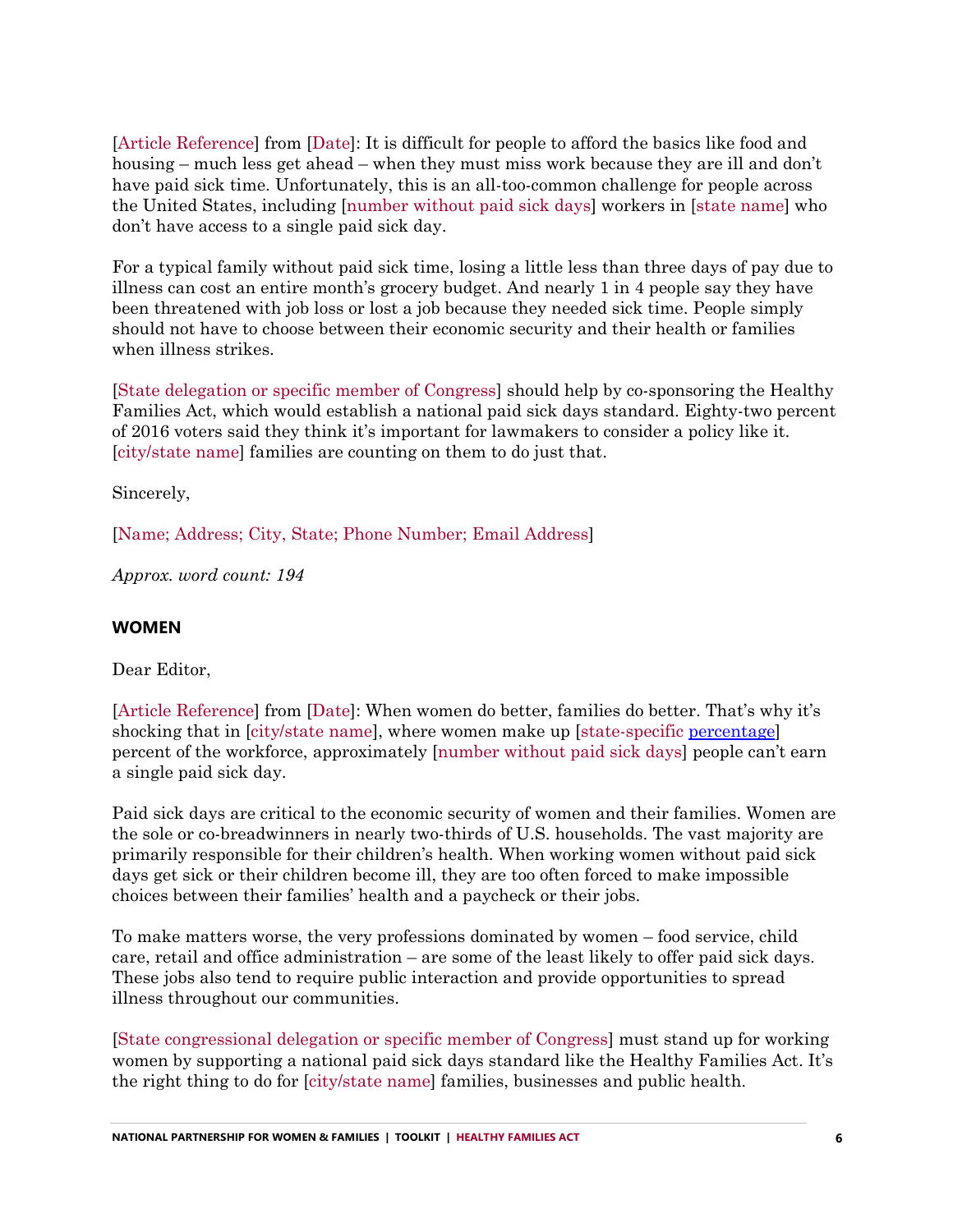[Article Reference] from [Date]: It is difficult for people to afford the basics like food and housing – much less get ahead – when they must miss work because they are ill and don't have paid sick time. Unfortunately, this is an all-too-common challenge for people across the United States, including [number without paid sick days] workers in [state name] who don't have access to a single paid sick day.

For a typical family without paid sick time, losing a little less than three days of pay due to illness can cost an entire month's grocery budget. And nearly 1 in 4 people say they have been threatened with job loss or lost a job because they needed sick time. People simply should not have to choose between their economic security and their health or families when illness strikes.

[State delegation or specific member of Congress] should help by co-sponsoring the Healthy Families Act, which would establish a national paid sick days standard. Eighty-two percent of 2016 voters said they think it's important for lawmakers to consider a policy like it. [city/state name] families are counting on them to do just that.

Sincerely,

[Name; Address; City, State; Phone Number; Email Address]

*Approx. word count: 194*

### WOMEN

Dear Editor,

[Article Reference] from [Date]: When women do better, families do better. That's why it's shocking that in [city/state name], where women make up [state-specific percentage] percent of the workforce, approximately [number without paid sick days] people can't earn a single paid sick day.

Paid sick days are critical to the economic security of women and their families. Women are the sole or co-breadwinners in nearly two-thirds of U.S. households. The vast majority are primarily responsible for their children's health. When working women without paid sick days get sick or their children become ill, they are too often forced to make impossible choices between their families' health and a paycheck or their jobs.

To make matters worse, the very professions dominated by women – food service, child care, retail and office administration – are some of the least likely to offer paid sick days. These jobs also tend to require public interaction and provide opportunities to spread illness throughout our communities.

[State congressional delegation or specific member of Congress] must stand up for working women by supporting a national paid sick days standard like the Healthy Families Act. It's the right thing to do for [city/state name] families, businesses and public health.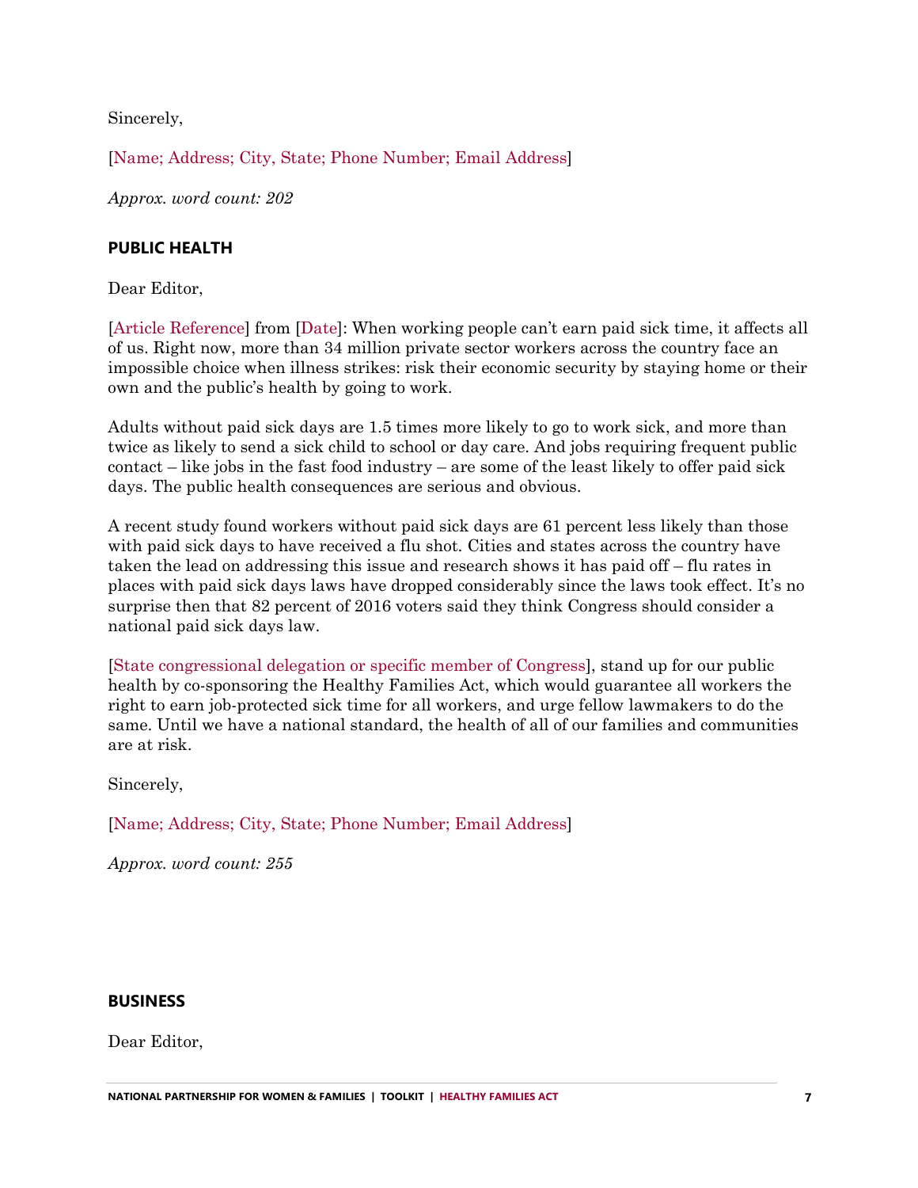Sincerely,

[Name; Address; City, State; Phone Number; Email Address]

*Approx. word count: 202*

## PUBLIC HEALTH

Dear Editor,

[Article Reference] from [Date]: When working people can't earn paid sick time, it affects all of us. Right now, more than 34 million private sector workers across the country face an impossible choice when illness strikes: risk their economic security by staying home or their own and the public's health by going to work.

Adults without paid sick days are 1.5 times more likely to go to work sick, and more than twice as likely to send a sick child to school or day care. And jobs requiring frequent public contact – like jobs in the fast food industry – are some of the least likely to offer paid sick days. The public health consequences are serious and obvious.

A recent study found workers without paid sick days are 61 percent less likely than those with paid sick days to have received a flu shot. Cities and states across the country have taken the lead on addressing this issue and research shows it has paid off – flu rates in places with paid sick days laws have dropped considerably since the laws took effect. It's no surprise then that 82 percent of 2016 voters said they think Congress should consider a national paid sick days law.

[State congressional delegation or specific member of Congress], stand up for our public health by co-sponsoring the Healthy Families Act, which would guarantee all workers the right to earn job-protected sick time for all workers, and urge fellow lawmakers to do the same. Until we have a national standard, the health of all of our families and communities are at risk.

Sincerely,

[Name; Address; City, State; Phone Number; Email Address]

*Approx. word count: 255*

## BUSINESS

Dear Editor,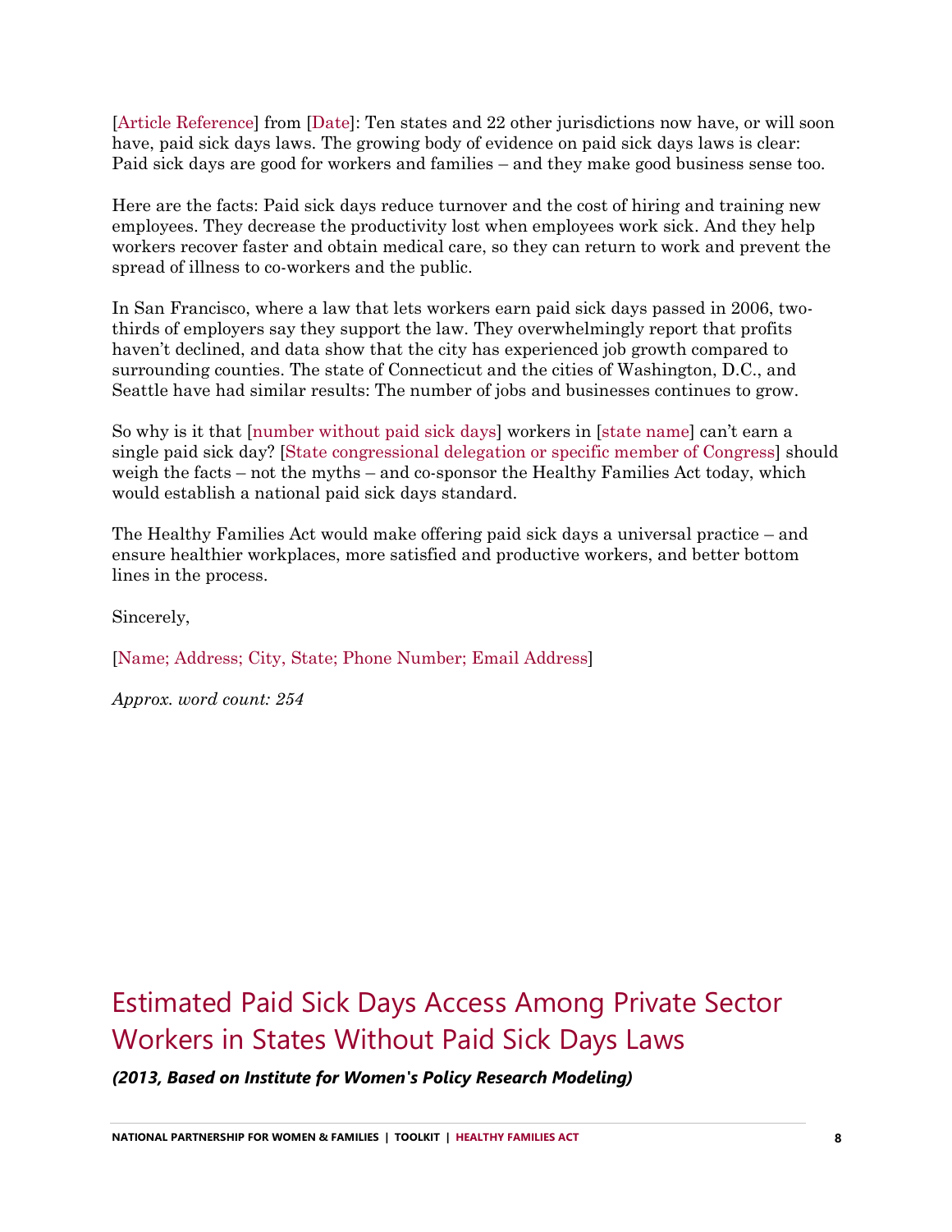[Article Reference] from [Date]: Ten states and 22 other jurisdictions now have, or will soon have, paid sick days laws. The growing body of evidence on paid sick days laws is clear: Paid sick days are good for workers and families – and they make good business sense too.

Here are the facts: Paid sick days reduce turnover and the cost of hiring and training new employees. They decrease the productivity lost when employees work sick. And they help workers recover faster and obtain medical care, so they can return to work and prevent the spread of illness to co-workers and the public.

In San Francisco, where a law that lets workers earn paid sick days passed in 2006, two-thirds of employers say they support the law. They overwhelmingly report that profits haven't declined, and data show that the city has experienced job growth compared to surrounding counties. The state of Connecticut and the cities of Washington, D.C., and Seattle have had similar results: The number of jobs and businesses continues to grow.

So why is it that [number without paid sick days] workers in [state name] can't earn a single paid sick day? [State congressional delegation or specific member of Congress] should weigh the facts – not the myths – and co-sponsor the Healthy Families Act today, which would establish a national paid sick days standard.

The Healthy Families Act would make offering paid sick days a universal practice – and ensure healthier workplaces, more satisfied and productive workers, and better bottom lines in the process.

Sincerely,

[Name; Address; City, State; Phone Number; Email Address]

*Approx. word count: 254*

## Estimated Paid Sick Days Access Among Private Sector Workers in States Without Paid Sick Days Laws

***(2013, Based on Institute for Women's Policy Research Modeling)***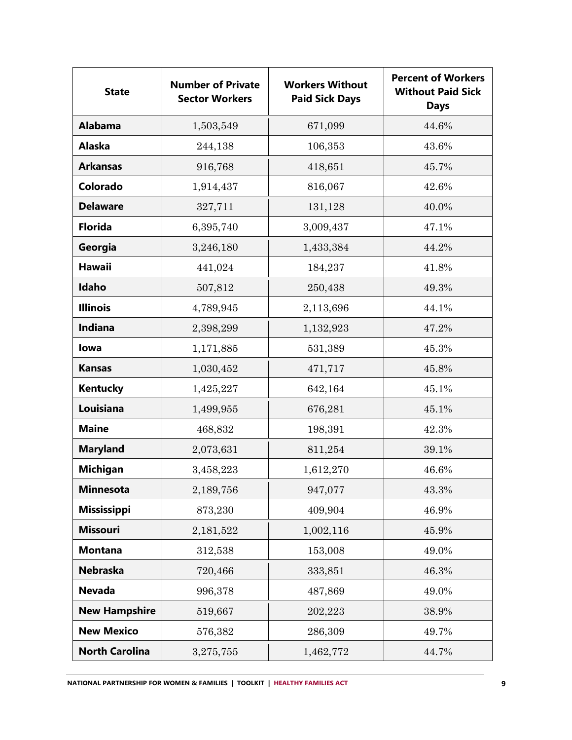| State | Number of Private Sector Workers | Workers Without Paid Sick Days | Percent of Workers Without Paid Sick Days |
|---|---|---|---|
| **Alabama** | 1,503,549 | 671,099 | 44.6% |
| **Alaska** | 244,138 | 106,353 | 43.6% |
| **Arkansas** | 916,768 | 418,651 | 45.7% |
| **Colorado** | 1,914,437 | 816,067 | 42.6% |
| **Delaware** | 327,711 | 131,128 | 40.0% |
| **Florida** | 6,395,740 | 3,009,437 | 47.1% |
| **Georgia** | 3,246,180 | 1,433,384 | 44.2% |
| **Hawaii** | 441,024 | 184,237 | 41.8% |
| **Idaho** | 507,812 | 250,438 | 49.3% |
| **Illinois** | 4,789,945 | 2,113,696 | 44.1% |
| **Indiana** | 2,398,299 | 1,132,923 | 47.2% |
| **Iowa** | 1,171,885 | 531,389 | 45.3% |
| **Kansas** | 1,030,452 | 471,717 | 45.8% |
| **Kentucky** | 1,425,227 | 642,164 | 45.1% |
| **Louisiana** | 1,499,955 | 676,281 | 45.1% |
| **Maine** | 468,832 | 198,391 | 42.3% |
| **Maryland** | 2,073,631 | 811,254 | 39.1% |
| **Michigan** | 3,458,223 | 1,612,270 | 46.6% |
| **Minnesota** | 2,189,756 | 947,077 | 43.3% |
| **Mississippi** | 873,230 | 409,904 | 46.9% |
| **Missouri** | 2,181,522 | 1,002,116 | 45.9% |
| **Montana** | 312,538 | 153,008 | 49.0% |
| **Nebraska** | 720,466 | 333,851 | 46.3% |
| **Nevada** | 996,378 | 487,869 | 49.0% |
| **New Hampshire** | 519,667 | 202,223 | 38.9% |
| **New Mexico** | 576,382 | 286,309 | 49.7% |
| **North Carolina** | 3,275,755 | 1,462,772 | 44.7% |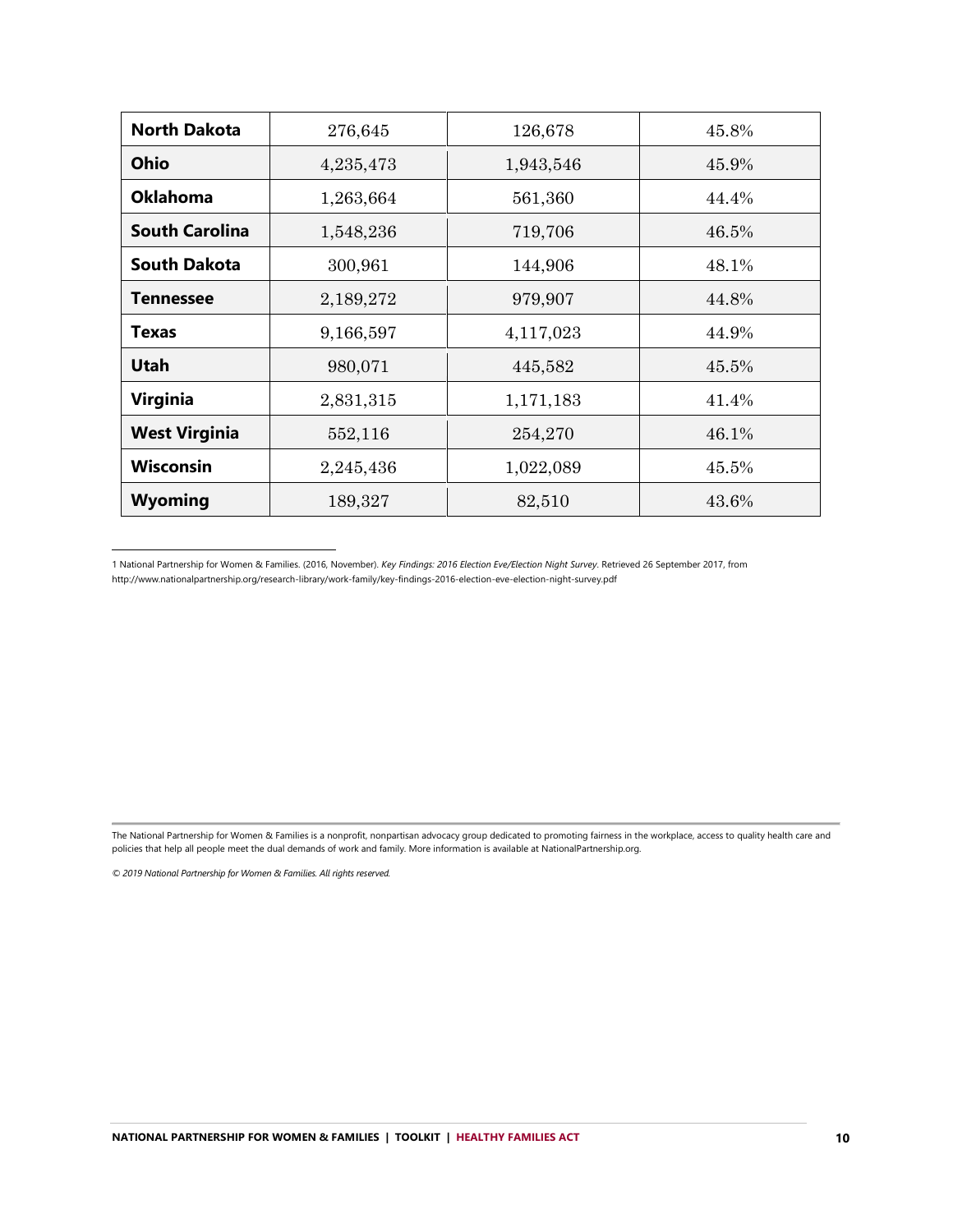| | | | |
|---|---|---|---|
| **North Dakota** | 276,645 | 126,678 | 45.8% |
| **Ohio** | 4,235,473 | 1,943,546 | 45.9% |
| **Oklahoma** | 1,263,664 | 561,360 | 44.4% |
| **South Carolina** | 1,548,236 | 719,706 | 46.5% |
| **South Dakota** | 300,961 | 144,906 | 48.1% |
| **Tennessee** | 2,189,272 | 979,907 | 44.8% |
| **Texas** | 9,166,597 | 4,117,023 | 44.9% |
| **Utah** | 980,071 | 445,582 | 45.5% |
| **Virginia** | 2,831,315 | 1,171,183 | 41.4% |
| **West Virginia** | 552,116 | 254,270 | 46.1% |
| **Wisconsin** | 2,245,436 | 1,022,089 | 45.5% |
| **Wyoming** | 189,327 | 82,510 | 43.6% |

1 National Partnership for Women & Families. (2016, November). *Key Findings: 2016 Election Eve/Election Night Survey*. Retrieved 26 September 2017, from http://www.nationalpartnership.org/research-library/work-family/key-findings-2016-election-eve-election-night-survey.pdf

The National Partnership for Women & Families is a nonprofit, nonpartisan advocacy group dedicated to promoting fairness in the workplace, access to quality health care and policies that help all people meet the dual demands of work and family. More information is available at NationalPartnership.org.

*© 2019 National Partnership for Women & Families. All rights reserved.*